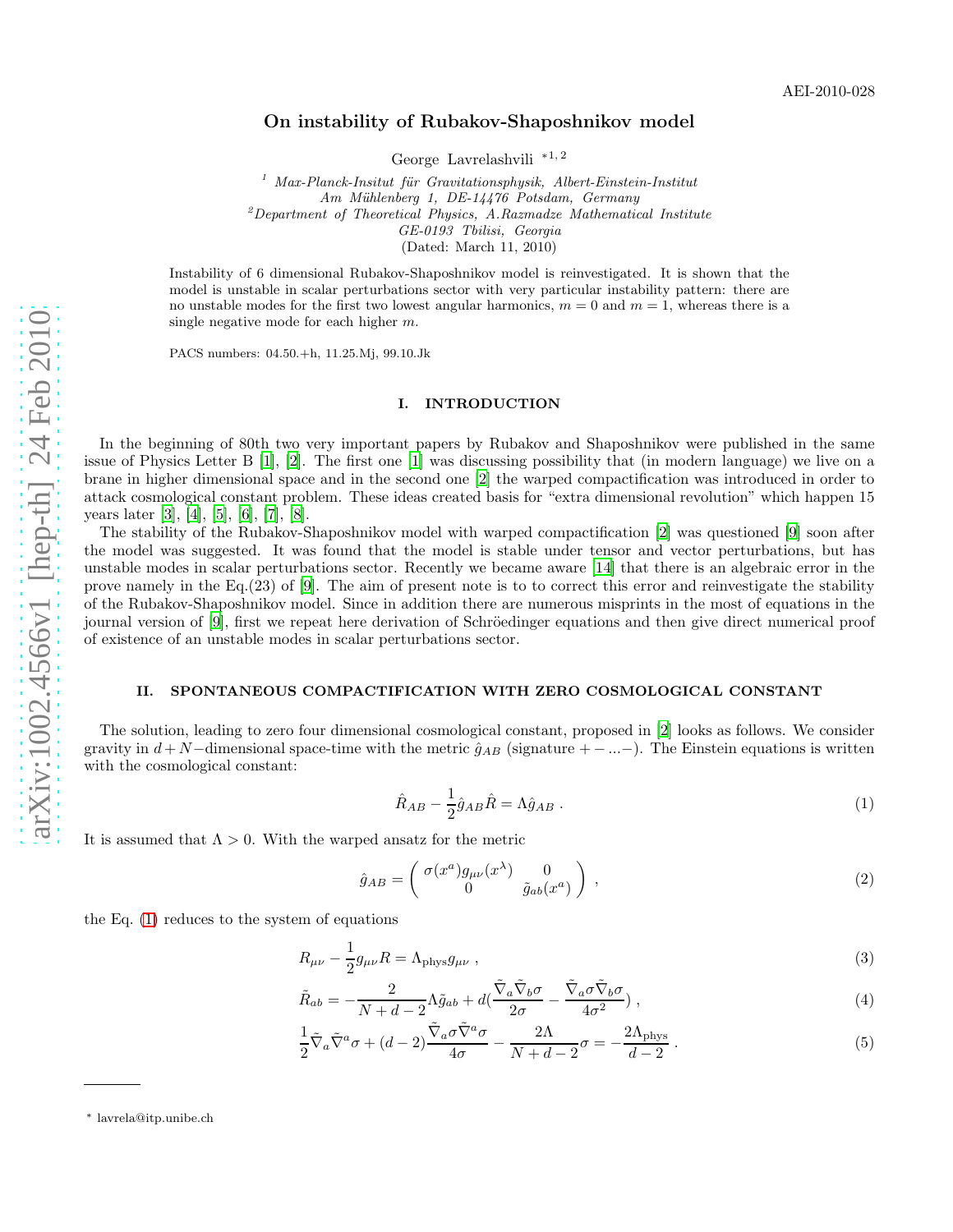AEI-2010-028

# On instability of Rubakov-Shaposhnikov model

George Lavrelashvili [*1, 2]

[1] *Max-Planck-Insitut für Gravitationsphysik, Albert-Einstein-Institut Am Mühlenberg 1, DE-14476 Potsdam, Germany*
[2] *Department of Theoretical Physics, A.Razmadze Mathematical Institute GE-0193 Tbilisi, Georgia*
(Dated: March 11, 2010)

Instability of 6 dimensional Rubakov-Shaposhnikov model is reinvestigated. It is shown that the model is unstable in scalar perturbations sector with very particular instability pattern: there are no unstable modes for the first two lowest angular harmonics, $m = 0$ and $m = 1$, whereas there is a single negative mode for each higher $m$.

PACS numbers: 04.50.+h, 11.25.Mj, 99.10.Jk

## I. INTRODUCTION

In the beginning of 80th two very important papers by Rubakov and Shaposhnikov were published in the same issue of Physics Letter B [1], [2]. The first one [1] was discussing possibility that (in modern language) we live on a brane in higher dimensional space and in the second one [2] the warped compactification was introduced in order to attack cosmological constant problem. These ideas created basis for "extra dimensional revolution" which happen 15 years later [3], [4], [5], [6], [7], [8].

The stability of the Rubakov-Shaposhnikov model with warped compactification [2] was questioned [9] soon after the model was suggested. It was found that the model is stable under tensor and vector perturbations, but has unstable modes in scalar perturbations sector. Recently we became aware [14] that there is an algebraic error in the prove namely in the Eq.(23) of [9]. The aim of present note is to to correct this error and reinvestigate the stability of the Rubakov-Shaposhnikov model. Since in addition there are numerous misprints in the most of equations in the journal version of [9], first we repeat here derivation of Schröedinger equations and then give direct numerical proof of existence of an unstable modes in scalar perturbations sector.

## II. SPONTANEOUS COMPACTIFICATION WITH ZERO COSMOLOGICAL CONSTANT

The solution, leading to zero four dimensional cosmological constant, proposed in [2] looks as follows. We consider gravity in $d+N-$dimensional space-time with the metric $\hat{g}_{AB}$ (signature $+-...-$). The Einstein equations is written with the cosmological constant:

$$\hat{R}_{AB} - \frac{1}{2}\hat{g}_{AB}\hat{R} = \Lambda \hat{g}_{AB} \; . \tag{1}$$

It is assumed that $\Lambda > 0$. With the warped ansatz for the metric

$$\hat{g}_{AB} = \begin{pmatrix} \sigma(x^a) g_{\mu\nu}(x^\lambda) & 0 \\ 0 & \tilde{g}_{ab}(x^a) \end{pmatrix} \; , \tag{2}$$

the Eq. (1) reduces to the system of equations

$$R_{\mu\nu} - \frac{1}{2}g_{\mu\nu}R = \Lambda_{\rm phys} g_{\mu\nu} \; , \tag{3}$$

$$\tilde{R}_{ab} = -\frac{2}{N+d-2}\Lambda \tilde{g}_{ab} + d\left(\frac{\tilde{\nabla}_a\tilde{\nabla}_b\sigma}{2\sigma} - \frac{\tilde{\nabla}_a\sigma\tilde{\nabla}_b\sigma}{4\sigma^2}\right) \; , \tag{4}$$

$$\frac{1}{2}\tilde{\nabla}_a\tilde{\nabla}^a\sigma + (d-2)\frac{\tilde{\nabla}_a\sigma\tilde{\nabla}^a\sigma}{4\sigma} - \frac{2\Lambda}{N+d-2}\sigma = -\frac{2\Lambda_{\rm phys}}{d-2} \; . \tag{5}$$

---

* lavrela@itp.unibe.ch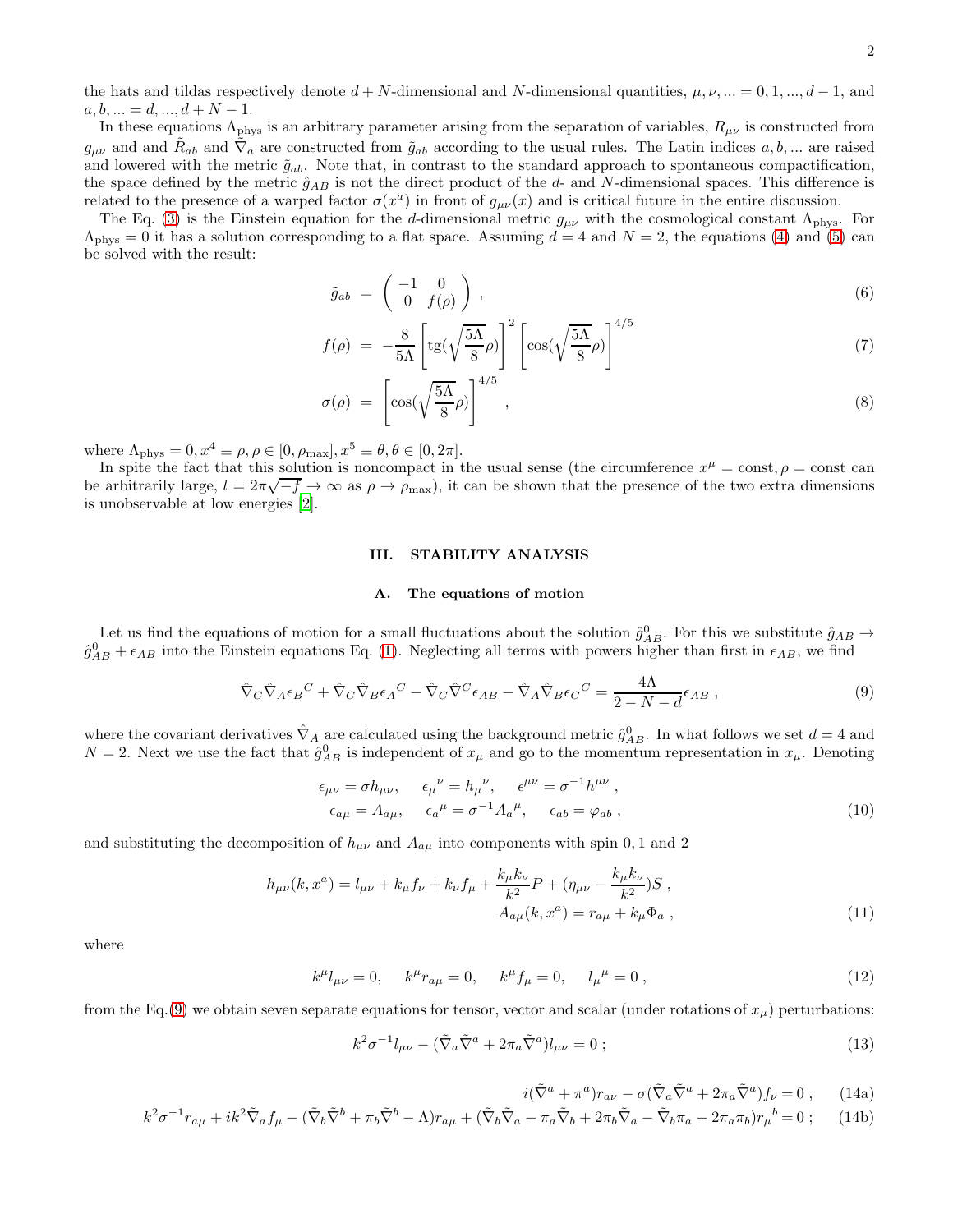the hats and tildas respectively denote $d+N$-dimensional and $N$-dimensional quantities, $\mu,\nu,...=0,1,...,d-1$, and $a,b,...=d,...,d+N-1$.

In these equations $\Lambda_{\rm phys}$ is an arbitrary parameter arising from the separation of variables, $R_{\mu\nu}$ is constructed from $g_{\mu\nu}$ and and $\tilde{R}_{ab}$ and $\tilde{\nabla}_a$ are constructed from $\tilde{g}_{ab}$ according to the usual rules. The Latin indices $a,b,...$ are raised and lowered with the metric $\tilde{g}_{ab}$. Note that, in contrast to the standard approach to spontaneous compactification, the space defined by the metric $\hat{g}_{AB}$ is not the direct product of the $d$- and $N$-dimensional spaces. This difference is related to the presence of a warped factor $\sigma(x^a)$ in front of $g_{\mu\nu}(x)$ and is critical future in the entire discussion.

The Eq. (3) is the Einstein equation for the $d$-dimensional metric $g_{\mu\nu}$ with the cosmological constant $\Lambda_{\rm phys}$. For $\Lambda_{\rm phys}=0$ it has a solution corresponding to a flat space. Assuming $d=4$ and $N=2$, the equations (4) and (5) can be solved with the result:

$$\tilde{g}_{ab} = \begin{pmatrix} -1 & 0 \\ 0 & f(\rho) \end{pmatrix} , \tag{6}$$

$$f(\rho) = -\frac{8}{5\Lambda}\left[\mathrm{tg}(\sqrt{\frac{5\Lambda}{8}}\rho)\right]^2\left[\cos(\sqrt{\frac{5\Lambda}{8}}\rho)\right]^{4/5} \tag{7}$$

$$\sigma(\rho) = \left[\cos(\sqrt{\frac{5\Lambda}{8}}\rho)\right]^{4/5} , \tag{8}$$

where $\Lambda_{\rm phys}=0, x^4\equiv\rho, \rho\in[0,\rho_{\rm max}], x^5\equiv\theta, \theta\in[0,2\pi]$.

In spite the fact that this solution is noncompact in the usual sense (the circumference $x^\mu=\mathrm{const}, \rho=\mathrm{const}$ can be arbitrarily large, $l=2\pi\sqrt{-f}\to\infty$ as $\rho\to\rho_{\rm max}$), it can be shown that the presence of the two extra dimensions is unobservable at low energies [2].

## III. STABILITY ANALYSIS

### A. The equations of motion

Let us find the equations of motion for a small fluctuations about the solution $\hat{g}^0_{AB}$. For this we substitute $\hat{g}_{AB}\to\hat{g}^0_{AB}+\epsilon_{AB}$ into the Einstein equations Eq. (1). Neglecting all terms with powers higher than first in $\epsilon_{AB}$, we find

$$\hat{\nabla}_C\hat{\nabla}_A\epsilon_B{}^C+\hat{\nabla}_C\hat{\nabla}_B\epsilon_A{}^C-\hat{\nabla}_C\hat{\nabla}^C\epsilon_{AB}-\hat{\nabla}_A\hat{\nabla}_B\epsilon_C{}^C=\frac{4\Lambda}{2-N-d}\epsilon_{AB} , \tag{9}$$

where the covariant derivatives $\hat{\nabla}_A$ are calculated using the background metric $\hat{g}^0_{AB}$. In what follows we set $d=4$ and $N=2$. Next we use the fact that $\hat{g}^0_{AB}$ is independent of $x_\mu$ and go to the momentum representation in $x_\mu$. Denoting

$$\begin{aligned}\epsilon_{\mu\nu}=\sigma h_{\mu\nu},\quad \epsilon_\mu{}^\nu=h_\mu{}^\nu,\quad \epsilon^{\mu\nu}=\sigma^{-1}h^{\mu\nu} ,\\ \epsilon_{a\mu}=A_{a\mu},\quad \epsilon_a{}^\mu=\sigma^{-1}A_a{}^\mu,\quad \epsilon_{ab}=\varphi_{ab} ,\end{aligned} \tag{10}$$

and substituting the decomposition of $h_{\mu\nu}$ and $A_{a\mu}$ into components with spin 0, 1 and 2

$$\begin{aligned}h_{\mu\nu}(k,x^a)=l_{\mu\nu}+k_\mu f_\nu+k_\nu f_\mu+\frac{k_\mu k_\nu}{k^2}P+(\eta_{\mu\nu}-\frac{k_\mu k_\nu}{k^2})S ,\\ A_{a\mu}(k,x^a)=r_{a\mu}+k_\mu\Phi_a ,\end{aligned} \tag{11}$$

where

$$k^\mu l_{\mu\nu}=0,\quad k^\mu r_{a\mu}=0,\quad k^\mu f_\mu=0,\quad l_\mu{}^\mu=0 , \tag{12}$$

from the Eq.(9) we obtain seven separate equations for tensor, vector and scalar (under rotations of $x_\mu$) perturbations:

$$k^2\sigma^{-1}l_{\mu\nu}-(\tilde{\nabla}_a\tilde{\nabla}^a+2\pi_a\tilde{\nabla}^a)l_{\mu\nu}=0 ; \tag{13}$$

$$i(\tilde{\nabla}^a+\pi^a)r_{a\nu}-\sigma(\tilde{\nabla}_a\tilde{\nabla}^a+2\pi_a\tilde{\nabla}^a)f_\nu=0 , \tag{14a}$$

$$k^2\sigma^{-1}r_{a\mu}+ik^2\tilde{\nabla}_a f_\mu-(\tilde{\nabla}_b\tilde{\nabla}^b+\pi_b\tilde{\nabla}^b-\Lambda)r_{a\mu}+(\tilde{\nabla}_b\tilde{\nabla}_a-\pi_a\tilde{\nabla}_b+2\pi_b\tilde{\nabla}_a-\tilde{\nabla}_b\pi_a-2\pi_a\pi_b)r_\mu{}^b=0 ; \tag{14b}$$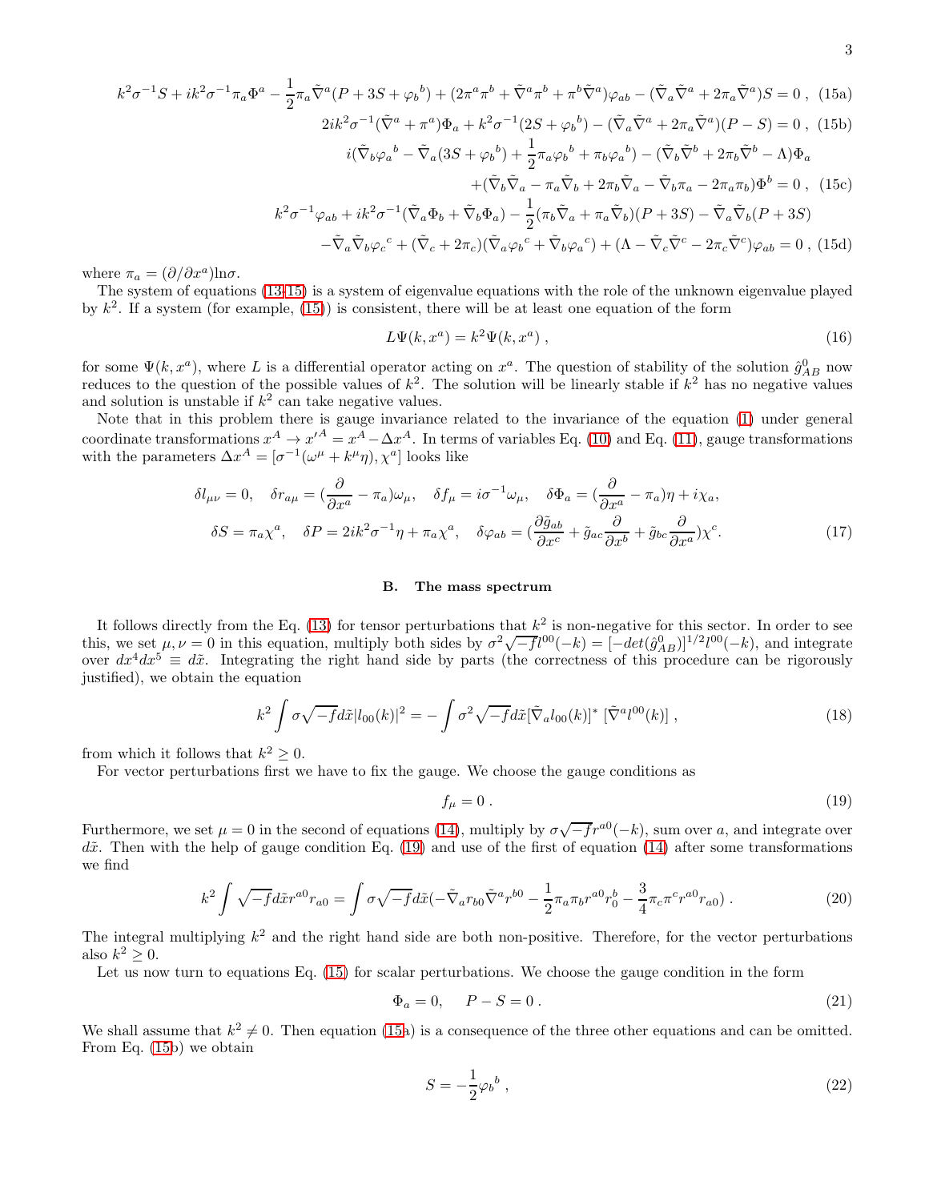$$k^2\sigma^{-1}S + ik^2\sigma^{-1}\pi_a\Phi^a - \frac{1}{2}\pi_a\tilde{\nabla}^a(P+3S+\varphi_b{}^b) + (2\pi^a\pi^b + \tilde{\nabla}^a\pi^b + \pi^b\tilde{\nabla}^a)\varphi_{ab} - (\tilde{\nabla}_a\tilde{\nabla}^a + 2\pi_a\tilde{\nabla}^a)S = 0\ , \quad (15a)$$

$$2ik^2\sigma^{-1}(\tilde{\nabla}^a + \pi^a)\Phi_a + k^2\sigma^{-1}(2S + \varphi_b{}^b) - (\tilde{\nabla}_a\tilde{\nabla}^a + 2\pi_a\tilde{\nabla}^a)(P - S) = 0\ , \quad (15b)$$

$$i(\tilde{\nabla}_b\varphi_a{}^b - \tilde{\nabla}_a(3S + \varphi_b{}^b) + \frac{1}{2}\pi_a\varphi_b{}^b + \pi_b\varphi_a{}^b) - (\tilde{\nabla}_b\tilde{\nabla}^b + 2\pi_b\tilde{\nabla}^b - \Lambda)\Phi_a$$
$$+(\tilde{\nabla}_b\tilde{\nabla}_a - \pi_a\tilde{\nabla}_b + 2\pi_b\tilde{\nabla}_a - \tilde{\nabla}_b\pi_a - 2\pi_a\pi_b)\Phi^b = 0\ , \quad (15c)$$

$$k^2\sigma^{-1}\varphi_{ab} + ik^2\sigma^{-1}(\tilde{\nabla}_a\Phi_b + \tilde{\nabla}_b\Phi_a) - \frac{1}{2}(\pi_b\tilde{\nabla}_a + \pi_a\tilde{\nabla}_b)(P+3S) - \tilde{\nabla}_a\tilde{\nabla}_b(P+3S)$$
$$-\tilde{\nabla}_a\tilde{\nabla}_b\varphi_c{}^c + (\tilde{\nabla}_c + 2\pi_c)(\tilde{\nabla}_a\varphi_b{}^c + \tilde{\nabla}_b\varphi_a{}^c) + (\Lambda - \tilde{\nabla}_c\tilde{\nabla}^c - 2\pi_c\tilde{\nabla}^c)\varphi_{ab} = 0\ , \quad (15d)$$

where $\pi_a = (\partial/\partial x^a)\ln\sigma$.

The system of equations (13-15) is a system of eigenvalue equations with the role of the unknown eigenvalue played by $k^2$. If a system (for example, (15)) is consistent, there will be at least one equation of the form

$$L\Psi(k, x^a) = k^2\Psi(k, x^a)\ , \quad (16)$$

for some $\Psi(k, x^a)$, where $L$ is a differential operator acting on $x^a$. The question of stability of the solution $\hat{g}^0_{AB}$ now reduces to the question of the possible values of $k^2$. The solution will be linearly stable if $k^2$ has no negative values and solution is unstable if $k^2$ can take negative values.

Note that in this problem there is gauge invariance related to the invariance of the equation (1) under general coordinate transformations $x^A \to x'^A = x^A - \Delta x^A$. In terms of variables Eq. (10) and Eq. (11), gauge transformations with the parameters $\Delta x^A = [\sigma^{-1}(\omega^\mu + k^\mu\eta), \chi^a]$ looks like

$$\delta l_{\mu\nu} = 0, \quad \delta r_{a\mu} = (\frac{\partial}{\partial x^a} - \pi_a)\omega_\mu, \quad \delta f_\mu = i\sigma^{-1}\omega_\mu, \quad \delta\Phi_a = (\frac{\partial}{\partial x^a} - \pi_a)\eta + i\chi_a,$$
$$\delta S = \pi_a\chi^a, \quad \delta P = 2ik^2\sigma^{-1}\eta + \pi_a\chi^a, \quad \delta\varphi_{ab} = (\frac{\partial\tilde{g}_{ab}}{\partial x^c} + \tilde{g}_{ac}\frac{\partial}{\partial x^b} + \tilde{g}_{bc}\frac{\partial}{\partial x^a})\chi^c. \quad (17)$$

### B. The mass spectrum

It follows directly from the Eq. (13) for tensor perturbations that $k^2$ is non-negative for this sector. In order to see this, we set $\mu, \nu = 0$ in this equation, multiply both sides by $\sigma^2\sqrt{-f}l^{00}(-k) = [-det(\hat{g}^0_{AB})]^{1/2}l^{00}(-k)$, and integrate over $dx^4dx^5 \equiv d\tilde{x}$. Integrating the right hand side by parts (the correctness of this procedure can be rigorously justified), we obtain the equation

$$k^2\int\sigma\sqrt{-f}d\tilde{x}|l_{00}(k)|^2 = -\int\sigma^2\sqrt{-f}d\tilde{x}[\tilde{\nabla}_a l_{00}(k)]^*\ [\tilde{\nabla}^a l^{00}(k)]\ , \quad (18)$$

from which it follows that $k^2 \geq 0$.

For vector perturbations first we have to fix the gauge. We choose the gauge conditions as

$$f_\mu = 0\ . \quad (19)$$

Furthermore, we set $\mu = 0$ in the second of equations (14), multiply by $\sigma\sqrt{-f}r^{a0}(-k)$, sum over $a$, and integrate over $d\tilde{x}$. Then with the help of gauge condition Eq. (19) and use of the first of equation (14) after some transformations we find

$$k^2\int\sqrt{-f}d\tilde{x}r^{a0}r_{a0} = \int\sigma\sqrt{-f}d\tilde{x}(-\tilde{\nabla}_a r_{b0}\tilde{\nabla}^a r^{b0} - \frac{1}{2}\pi_a\pi_b r^{a0}r^b_0 - \frac{3}{4}\pi_c\pi^c r^{a0}r_{a0})\ . \quad (20)$$

The integral multiplying $k^2$ and the right hand side are both non-positive. Therefore, for the vector perturbations also $k^2 \geq 0$.

Let us now turn to equations Eq. (15) for scalar perturbations. We choose the gauge condition in the form

$$\Phi_a = 0, \quad P - S = 0\ . \quad (21)$$

We shall assume that $k^2 \neq 0$. Then equation (15a) is a consequence of the three other equations and can be omitted. From Eq. (15b) we obtain

$$S = -\frac{1}{2}\varphi_b{}^b\ , \quad (22)$$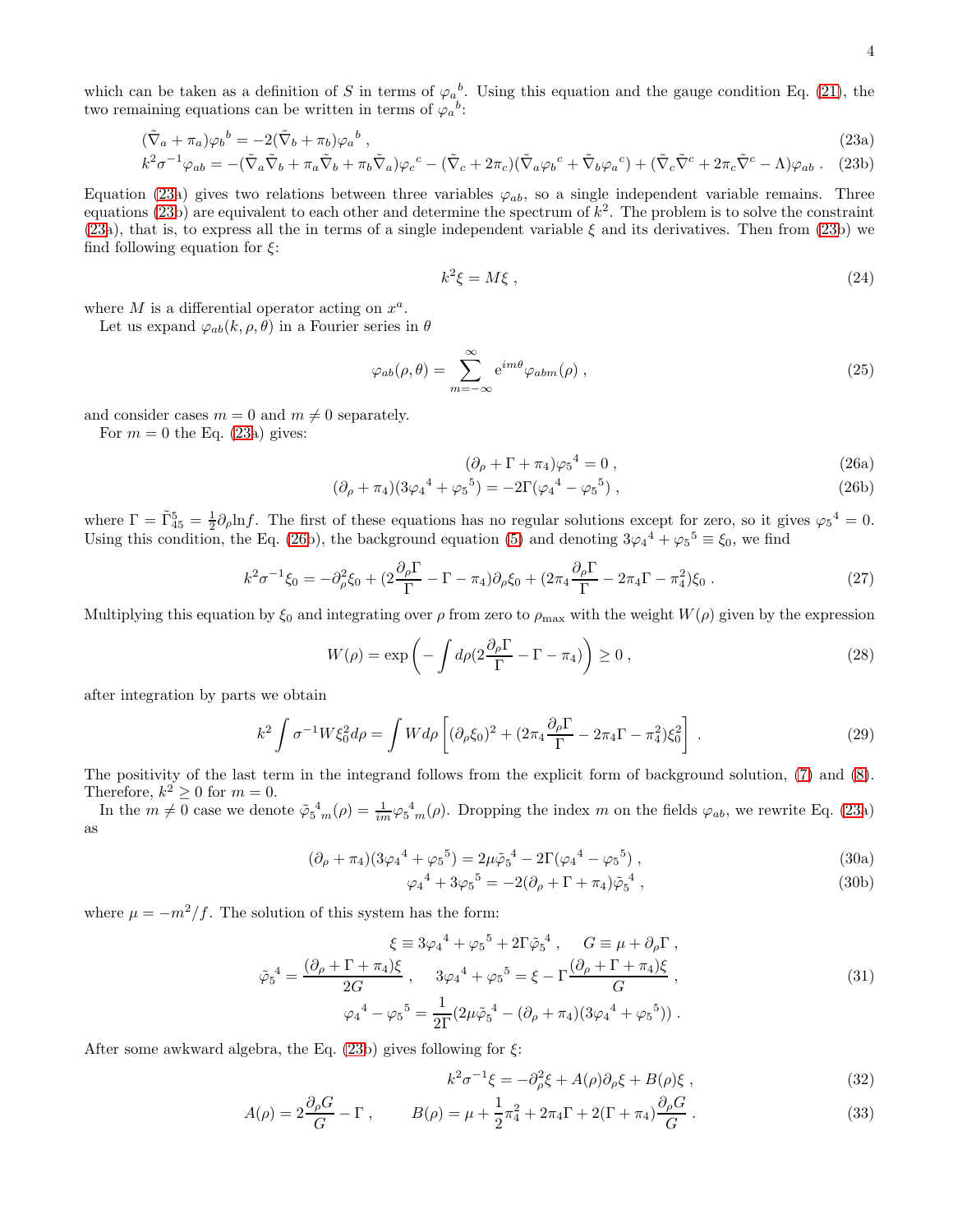which can be taken as a definition of $S$ in terms of ${\varphi_a}^b$. Using this equation and the gauge condition Eq. (21), the two remaining equations can be written in terms of ${\varphi_a}^b$:

$$(\tilde{\nabla}_a + \pi_a){\varphi_b}^b = -2(\tilde{\nabla}_b + \pi_b){\varphi_a}^b \ , \tag{23a}$$

$$k^2\sigma^{-1}\varphi_{ab} = -(\tilde{\nabla}_a\tilde{\nabla}_b + \pi_a\tilde{\nabla}_b + \pi_b\tilde{\nabla}_a){\varphi_c}^c - (\tilde{\nabla}_c + 2\pi_c)(\tilde{\nabla}_a{\varphi_b}^c + \tilde{\nabla}_b{\varphi_a}^c) + (\tilde{\nabla}_c\tilde{\nabla}^c + 2\pi_c\tilde{\nabla}^c - \Lambda)\varphi_{ab} \ . \tag{23b}$$

Equation (23a) gives two relations between three variables $\varphi_{ab}$, so a single independent variable remains. Three equations (23b) are equivalent to each other and determine the spectrum of $k^2$. The problem is to solve the constraint (23a), that is, to express all the in terms of a single independent variable $\xi$ and its derivatives. Then from (23b) we find following equation for $\xi$:

$$k^2\xi = M\xi \ , \tag{24}$$

where $M$ is a differential operator acting on $x^a$.

Let us expand $\varphi_{ab}(k,\rho,\theta)$ in a Fourier series in $\theta$

$$\varphi_{ab}(\rho,\theta) = \sum_{m=-\infty}^{\infty} \mathrm{e}^{im\theta}\varphi_{abm}(\rho) \ , \tag{25}$$

and consider cases $m = 0$ and $m \neq 0$ separately.

For $m = 0$ the Eq. (23a) gives:

$$(\partial_\rho + \Gamma + \pi_4){\varphi_5}^4 = 0 \ , \tag{26a}$$

$$(\partial_\rho + \pi_4)(3{\varphi_4}^4 + {\varphi_5}^5) = -2\Gamma({\varphi_4}^4 - {\varphi_5}^5) \ , \tag{26b}$$

where $\Gamma = \tilde{\Gamma}^5_{45} = \frac{1}{2}\partial_\rho \ln f$. The first of these equations has no regular solutions except for zero, so it gives ${\varphi_5}^4 = 0$. Using this condition, the Eq. (26b), the background equation (5) and denoting $3{\varphi_4}^4 + {\varphi_5}^5 \equiv \xi_0$, we find

$$k^2\sigma^{-1}\xi_0 = -\partial_\rho^2\xi_0 + (2\frac{\partial_\rho\Gamma}{\Gamma} - \Gamma - \pi_4)\partial_\rho\xi_0 + (2\pi_4\frac{\partial_\rho\Gamma}{\Gamma} - 2\pi_4\Gamma - \pi_4^2)\xi_0 \ . \tag{27}$$

Multiplying this equation by $\xi_0$ and integrating over $\rho$ from zero to $\rho_{\max}$ with the weight $W(\rho)$ given by the expression

$$W(\rho) = \exp\left(-\int d\rho(2\frac{\partial_\rho\Gamma}{\Gamma} - \Gamma - \pi_4)\right) \geq 0 \ , \tag{28}$$

after integration by parts we obtain

$$k^2\int \sigma^{-1}W\xi_0^2 d\rho = \int W d\rho\left[(\partial_\rho\xi_0)^2 + (2\pi_4\frac{\partial_\rho\Gamma}{\Gamma} - 2\pi_4\Gamma - \pi_4^2)\xi_0^2\right] \ . \tag{29}$$

The positivity of the last term in the integrand follows from the explicit form of background solution, (7) and (8). Therefore, $k^2 \geq 0$ for $m = 0$.

In the $m \neq 0$ case we denote ${\tilde{\varphi}_5}{}^4{}_m(\rho) = \frac{1}{im}{\varphi_5}{}^4{}_m(\rho)$. Dropping the index $m$ on the fields $\varphi_{ab}$, we rewrite Eq. (23a) as

$$(\partial_\rho + \pi_4)(3{\varphi_4}^4 + {\varphi_5}^5) = 2\mu{\tilde{\varphi}_5}{}^4 - 2\Gamma({\varphi_4}^4 - {\varphi_5}^5) \ , \tag{30a}$$

$${\varphi_4}^4 + 3{\varphi_5}^5 = -2(\partial_\rho + \Gamma + \pi_4){\tilde{\varphi}_5}{}^4 \ , \tag{30b}$$

where $\mu = -m^2/f$. The solution of this system has the form:

$$\begin{gathered}
\xi \equiv 3{\varphi_4}^4 + {\varphi_5}^5 + 2\Gamma{\tilde{\varphi}_5}{}^4 \ , \quad G \equiv \mu + \partial_\rho\Gamma \ , \\
{\tilde{\varphi}_5}{}^4 = \frac{(\partial_\rho + \Gamma + \pi_4)\xi}{2G} \ , \quad 3{\varphi_4}^4 + {\varphi_5}^5 = \xi - \Gamma\frac{(\partial_\rho + \Gamma + \pi_4)\xi}{G} \ , \\
{\varphi_4}^4 - {\varphi_5}^5 = \frac{1}{2\Gamma}(2\mu{\tilde{\varphi}_5}{}^4 - (\partial_\rho + \pi_4)(3{\varphi_4}^4 + {\varphi_5}^5)) \ .
\end{gathered} \tag{31}$$

After some awkward algebra, the Eq. (23b) gives following for $\xi$:

$$k^2\sigma^{-1}\xi = -\partial_\rho^2\xi + A(\rho)\partial_\rho\xi + B(\rho)\xi \ , \tag{32}$$

$$A(\rho) = 2\frac{\partial_\rho G}{G} - \Gamma \ , \qquad B(\rho) = \mu + \frac{1}{2}\pi_4^2 + 2\pi_4\Gamma + 2(\Gamma + \pi_4)\frac{\partial_\rho G}{G} \ . \tag{33}$$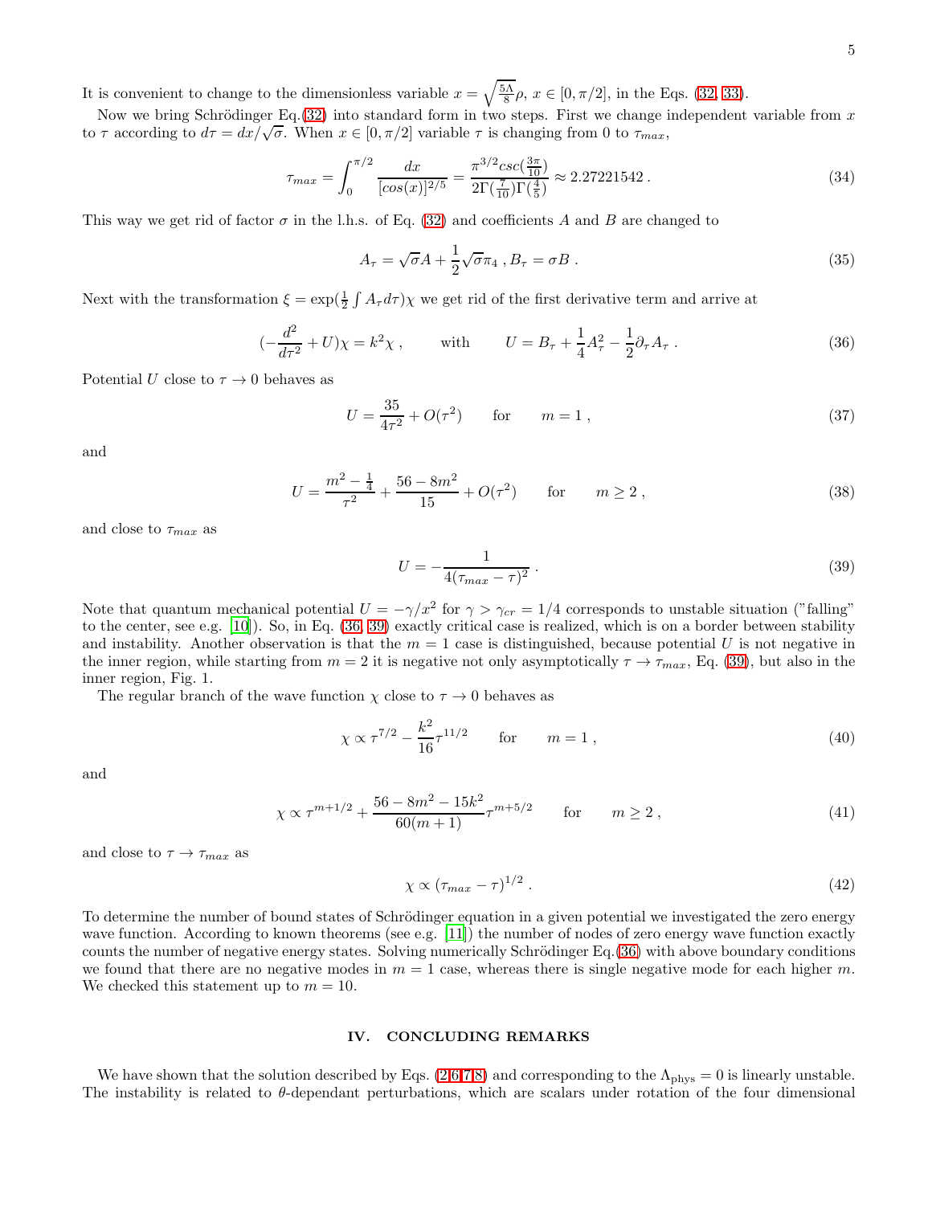It is convenient to change to the dimensionless variable $x = \sqrt{\frac{5\Lambda}{8}}\rho$, $x \in [0, \pi/2]$, in the Eqs. (32, 33).

Now we bring Schrödinger Eq.(32) into standard form in two steps. First we change independent variable from $x$ to $\tau$ according to $d\tau = dx/\sqrt{\sigma}$. When $x \in [0, \pi/2]$ variable $\tau$ is changing from 0 to $\tau_{max}$,

$$\tau_{max} = \int_0^{\pi/2} \frac{dx}{[cos(x)]^{2/5}} = \frac{\pi^{3/2} csc(\frac{3\pi}{10})}{2\Gamma(\frac{7}{10})\Gamma(\frac{4}{5})} \approx 2.27221542 \,. \tag{34}$$

This way we get rid of factor $\sigma$ in the l.h.s. of Eq. (32) and coefficients $A$ and $B$ are changed to

$$A_\tau = \sqrt{\sigma} A + \frac{1}{2}\sqrt{\sigma}\pi_4 \,, B_\tau = \sigma B \,. \tag{35}$$

Next with the transformation $\xi = \exp(\frac{1}{2}\int A_\tau d\tau)\chi$ we get rid of the first derivative term and arrive at

$$(-\frac{d^2}{d\tau^2} + U)\chi = k^2\chi \,, \qquad \text{with} \qquad U = B_\tau + \frac{1}{4}A_\tau^2 - \frac{1}{2}\partial_\tau A_\tau \,. \tag{36}$$

Potential $U$ close to $\tau \to 0$ behaves as

$$U = \frac{35}{4\tau^2} + O(\tau^2) \qquad \text{for} \qquad m = 1 \,, \tag{37}$$

and

$$U = \frac{m^2 - \frac{1}{4}}{\tau^2} + \frac{56 - 8m^2}{15} + O(\tau^2) \qquad \text{for} \qquad m \geq 2 \,, \tag{38}$$

and close to $\tau_{max}$ as

$$U = -\frac{1}{4(\tau_{max} - \tau)^2} \,. \tag{39}$$

Note that quantum mechanical potential $U = -\gamma/x^2$ for $\gamma > \gamma_{cr} = 1/4$ corresponds to unstable situation ("falling" to the center, see e.g. [10]). So, in Eq. (36, 39) exactly critical case is realized, which is on a border between stability and instability. Another observation is that the $m = 1$ case is distinguished, because potential $U$ is not negative in the inner region, while starting from $m = 2$ it is negative not only asymptotically $\tau \to \tau_{max}$, Eq. (39), but also in the inner region, Fig. 1.

The regular branch of the wave function $\chi$ close to $\tau \to 0$ behaves as

$$\chi \propto \tau^{7/2} - \frac{k^2}{16}\tau^{11/2} \qquad \text{for} \qquad m = 1 \,, \tag{40}$$

and

$$\chi \propto \tau^{m+1/2} + \frac{56 - 8m^2 - 15k^2}{60(m+1)}\tau^{m+5/2} \qquad \text{for} \qquad m \geq 2 \,, \tag{41}$$

and close to $\tau \to \tau_{max}$ as

$$\chi \propto (\tau_{max} - \tau)^{1/2} \,. \tag{42}$$

To determine the number of bound states of Schrödinger equation in a given potential we investigated the zero energy wave function. According to known theorems (see e.g. [11]) the number of nodes of zero energy wave function exactly counts the number of negative energy states. Solving numerically Schrödinger Eq.(36) with above boundary conditions we found that there are no negative modes in $m = 1$ case, whereas there is single negative mode for each higher $m$. We checked this statement up to $m = 10$.

## IV. CONCLUDING REMARKS

We have shown that the solution described by Eqs. (2,6,7,8) and corresponding to the $\Lambda_{\rm phys} = 0$ is linearly unstable. The instability is related to $\theta$-dependant perturbations, which are scalars under rotation of the four dimensional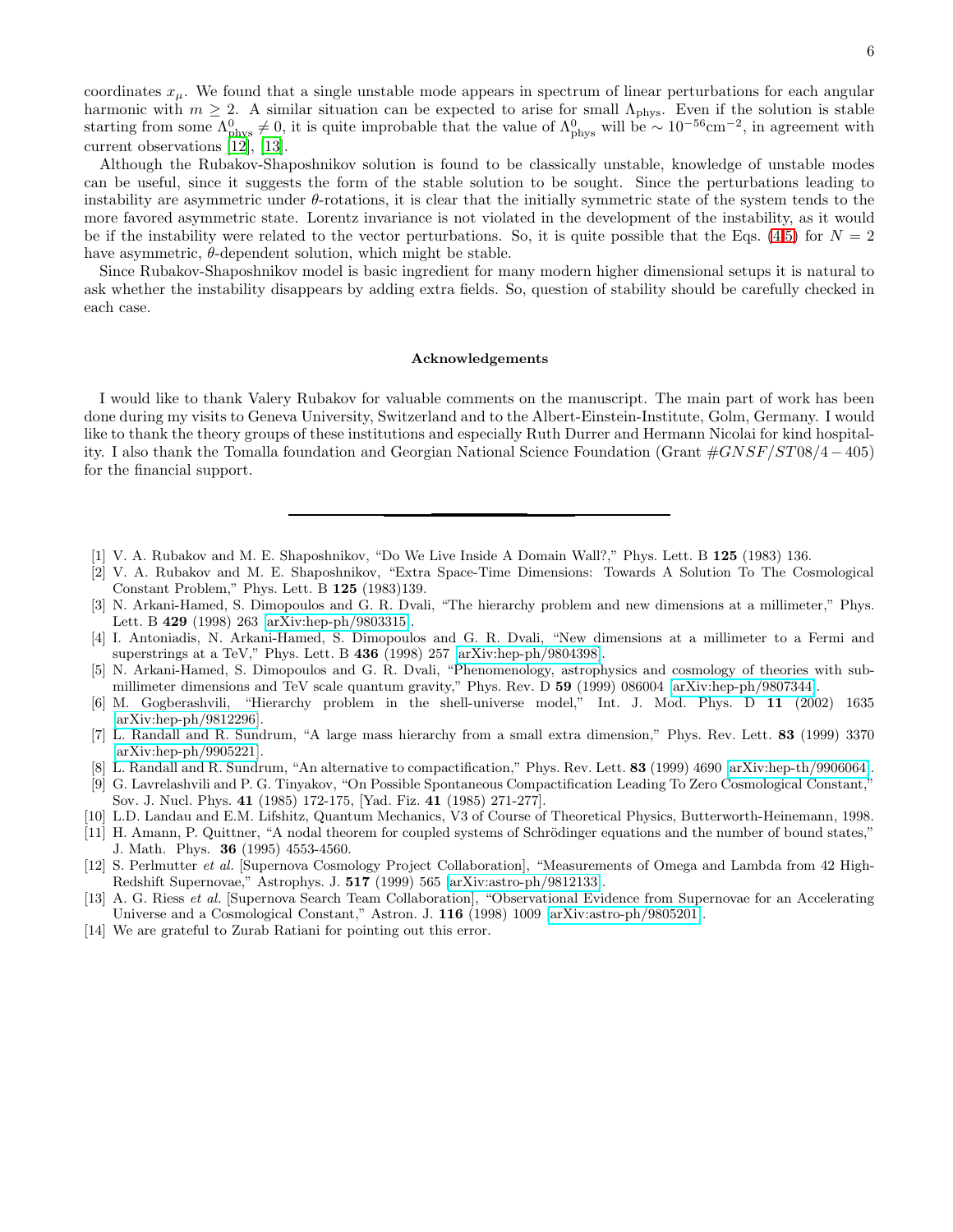coordinates $x_\mu$. We found that a single unstable mode appears in spectrum of linear perturbations for each angular harmonic with $m \geq 2$. A similar situation can be expected to arise for small $\Lambda_{\rm phys}$. Even if the solution is stable starting from some $\Lambda^0_{\rm phys} \neq 0$, it is quite improbable that the value of $\Lambda^0_{\rm phys}$ will be $\sim 10^{-56}{\rm cm}^{-2}$, in agreement with current observations [12], [13].

Although the Rubakov-Shaposhnikov solution is found to be classically unstable, knowledge of unstable modes can be useful, since it suggests the form of the stable solution to be sought. Since the perturbations leading to instability are asymmetric under $\theta$-rotations, it is clear that the initially symmetric state of the system tends to the more favored asymmetric state. Lorentz invariance is not violated in the development of the instability, as it would be if the instability were related to the vector perturbations. So, it is quite possible that the Eqs. (4,5) for $N = 2$ have asymmetric, $\theta$-dependent solution, which might be stable.

Since Rubakov-Shaposhnikov model is basic ingredient for many modern higher dimensional setups it is natural to ask whether the instability disappears by adding extra fields. So, question of stability should be carefully checked in each case.

### Acknowledgements

I would like to thank Valery Rubakov for valuable comments on the manuscript. The main part of work has been done during my visits to Geneva University, Switzerland and to the Albert-Einstein-Institute, Golm, Germany. I would like to thank the theory groups of these institutions and especially Ruth Durrer and Hermann Nicolai for kind hospitality. I also thank the Tomalla foundation and Georgian National Science Foundation (Grant $\#GNSF/ST08/4-405$) for the financial support.

---

[1] V. A. Rubakov and M. E. Shaposhnikov, "Do We Live Inside A Domain Wall?," Phys. Lett. B **125** (1983) 136.

[2] V. A. Rubakov and M. E. Shaposhnikov, "Extra Space-Time Dimensions: Towards A Solution To The Cosmological Constant Problem," Phys. Lett. B **125** (1983)139.

[3] N. Arkani-Hamed, S. Dimopoulos and G. R. Dvali, "The hierarchy problem and new dimensions at a millimeter," Phys. Lett. B **429** (1998) 263 [arXiv:hep-ph/9803315].

[4] I. Antoniadis, N. Arkani-Hamed, S. Dimopoulos and G. R. Dvali, "New dimensions at a millimeter to a Fermi and superstrings at a TeV," Phys. Lett. B **436** (1998) 257 [arXiv:hep-ph/9804398].

[5] N. Arkani-Hamed, S. Dimopoulos and G. R. Dvali, "Phenomenology, astrophysics and cosmology of theories with sub-millimeter dimensions and TeV scale quantum gravity," Phys. Rev. D **59** (1999) 086004 [arXiv:hep-ph/9807344].

[6] M. Gogberashvili, "Hierarchy problem in the shell-universe model," Int. J. Mod. Phys. D **11** (2002) 1635 [arXiv:hep-ph/9812296].

[7] L. Randall and R. Sundrum, "A large mass hierarchy from a small extra dimension," Phys. Rev. Lett. **83** (1999) 3370 [arXiv:hep-ph/9905221].

[8] L. Randall and R. Sundrum, "An alternative to compactification," Phys. Rev. Lett. **83** (1999) 4690 [arXiv:hep-th/9906064].

[9] G. Lavrelashvili and P. G. Tinyakov, "On Possible Spontaneous Compactification Leading To Zero Cosmological Constant," Sov. J. Nucl. Phys. **41** (1985) 172-175, [Yad. Fiz. **41** (1985) 271-277].

[10] L.D. Landau and E.M. Lifshitz, Quantum Mechanics, V3 of Course of Theoretical Physics, Butterworth-Heinemann, 1998.

[11] H. Amann, P. Quittner, "A nodal theorem for coupled systems of Schrödinger equations and the number of bound states," J. Math. Phys. **36** (1995) 4553-4560.

[12] S. Perlmutter *et al.* [Supernova Cosmology Project Collaboration], "Measurements of Omega and Lambda from 42 High-Redshift Supernovae," Astrophys. J. **517** (1999) 565 [arXiv:astro-ph/9812133].

[13] A. G. Riess *et al.* [Supernova Search Team Collaboration], "Observational Evidence from Supernovae for an Accelerating Universe and a Cosmological Constant," Astron. J. **116** (1998) 1009 [arXiv:astro-ph/9805201].

[14] We are grateful to Zurab Ratiani for pointing out this error.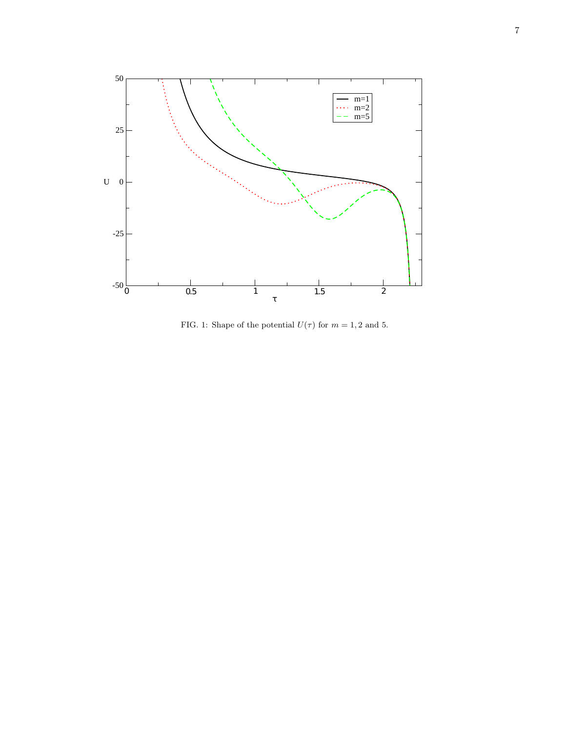50

25

U 0

-25

-50

0 0.5 1 1.5 2

τ

m=1
m=2
m=5

FIG. 1: Shape of the potential $U(\tau)$ for $m = 1, 2$ and 5.